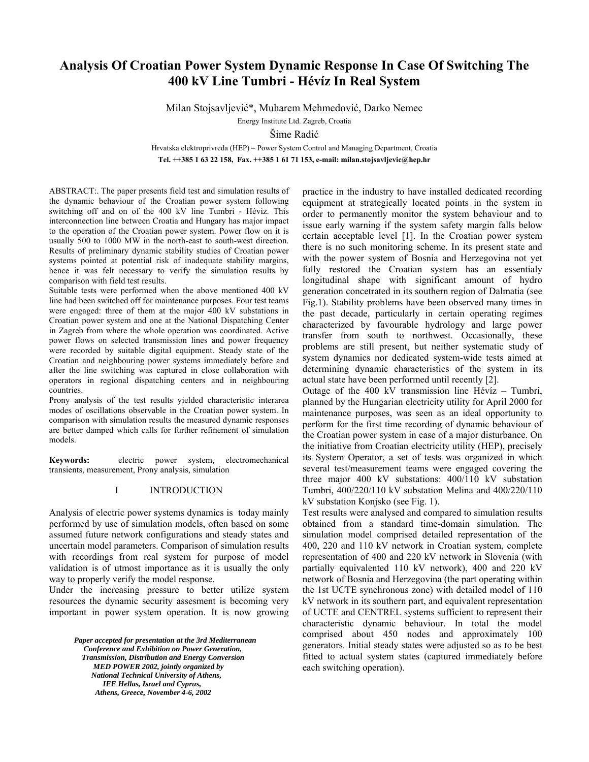# Analysis Of Croatian Power System Dynamic Response In Case Of Switching The 400 kV Line Tumbri - Hévíz In Real System

Milan Stojsavljević*, Muharem Mehmedović, Darko Nemec

Energy Institute Ltd. Zagreb, Croatia

Šime Radić

Hrvatska elektroprivreda (HEP) – Power System Control and Managing Department, Croatia

**Tel. ++385 1 63 22 158, Fax. ++385 1 61 71 153, e-mail: milan.stojsavljevic@hep.hr**

ABSTRACT:. The paper presents field test and simulation results of the dynamic behaviour of the Croatian power system following switching off and on of the 400 kV line Tumbri - Hévíz. This interconnection line between Croatia and Hungary has major impact to the operation of the Croatian power system. Power flow on it is usually 500 to 1000 MW in the north-east to south-west direction. Results of preliminary dynamic stability studies of Croatian power systems pointed at potential risk of inadequate stability margins, hence it was felt necessary to verify the simulation results by comparison with field test results.

Suitable tests were performed when the above mentioned 400 kV line had been switched off for maintenance purposes. Four test teams were engaged: three of them at the major 400 kV substations in Croatian power system and one at the National Dispatching Center in Zagreb from where the whole operation was coordinated. Active power flows on selected transmission lines and power frequency were recorded by suitable digital equipment. Steady state of the Croatian and neighbouring power systems immediately before and after the line switching was captured in close collaboration with operators in regional dispatching centers and in neighbouring countries.

Prony analysis of the test results yielded characteristic interarea modes of oscillations observable in the Croatian power system. In comparison with simulation results the measured dynamic responses are better damped which calls for further refinement of simulation models.

**Keywords:** electric power system, electromechanical transients, measurement, Prony analysis, simulation

## I INTRODUCTION

Analysis of electric power systems dynamics is today mainly performed by use of simulation models, often based on some assumed future network configurations and steady states and uncertain model parameters. Comparison of simulation results with recordings from real system for purpose of model validation is of utmost importance as it is usually the only way to properly verify the model response.

Under the increasing pressure to better utilize system resources the dynamic security assesment is becoming very important in power system operation. It is now growing practice in the industry to have installed dedicated recording equipment at strategically located points in the system in order to permanently monitor the system behaviour and to issue early warning if the system safety margin falls below certain acceptable level [1]. In the Croatian power system there is no such monitoring scheme. In its present state and with the power system of Bosnia and Herzegovina not yet fully restored the Croatian system has an essentialy longitudinal shape with significant amount of hydro generation concetrated in its southern region of Dalmatia (see Fig.1). Stability problems have been observed many times in the past decade, particularly in certain operating regimes characterized by favourable hydrology and large power transfer from south to northwest. Occasionally, these problems are still present, but neither systematic study of system dynamics nor dedicated system-wide tests aimed at determining dynamic characteristics of the system in its actual state have been performed until recently [2].

Outage of the 400 kV transmission line Hévíz – Tumbri, planned by the Hungarian electricity utility for April 2000 for maintenance purposes, was seen as an ideal opportunity to perform for the first time recording of dynamic behaviour of the Croatian power system in case of a major disturbance. On the initiative from Croatian electricity utility (HEP), precisely its System Operator, a set of tests was organized in which several test/measurement teams were engaged covering the three major 400 kV substations: 400/110 kV substation Tumbri, 400/220/110 kV substation Melina and 400/220/110 kV substation Konjsko (see Fig. 1).

Test results were analysed and compared to simulation results obtained from a standard time-domain simulation. The simulation model comprised detailed representation of the 400, 220 and 110 kV network in Croatian system, complete representation of 400 and 220 kV network in Slovenia (with partially equivalented 110 kV network), 400 and 220 kV network of Bosnia and Herzegovina (the part operating within the 1st UCTE synchronous zone) with detailed model of 110 kV network in its southern part, and equivalent representation of UCTE and CENTREL systems sufficient to represent their characteristic dynamic behaviour. In total the model comprised about 450 nodes and approximately 100 generators. Initial steady states were adjusted so as to be best fitted to actual system states (captured immediately before each switching operation).

*Paper accepted for presentation at the 3rd Mediterranean Conference and Exhibition on Power Generation, Transmission, Distribution and Energy Conversion MED POWER 2002, jointly organized by National Technical University of Athens, IEE Hellas, Israel and Cyprus, Athens, Greece, November 4-6, 2002*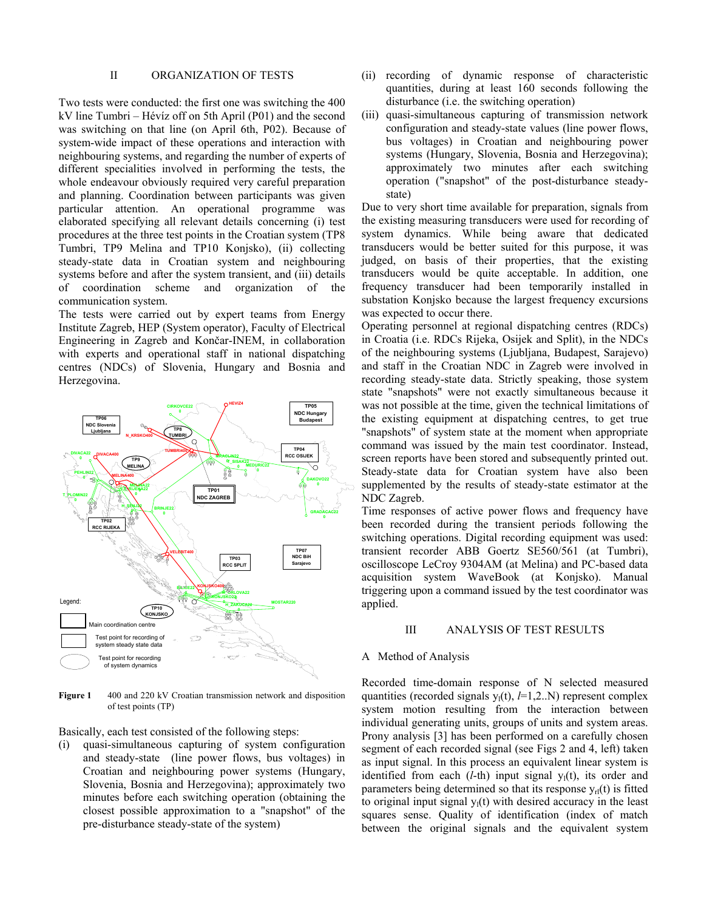## II ORGANIZATION OF TESTS

Two tests were conducted: the first one was switching the 400 kV line Tumbri – Hévíz off on 5th April (P01) and the second was switching on that line (on April 6th, P02). Because of system-wide impact of these operations and interaction with neighbouring systems, and regarding the number of experts of different specialities involved in performing the tests, the whole endeavour obviously required very careful preparation and planning. Coordination between participants was given particular attention. An operational programme was elaborated specifying all relevant details concerning (i) test procedures at the three test points in the Croatian system (TP8 Tumbri, TP9 Melina and TP10 Konjsko), (ii) collecting steady-state data in Croatian system and neighbouring systems before and after the system transient, and (iii) details of coordination scheme and organization of the communication system.

The tests were carried out by expert teams from Energy Institute Zagreb, HEP (System operator), Faculty of Electrical Engineering in Zagreb and Končar-INEM, in collaboration with experts and operational staff in national dispatching centres (NDCs) of Slovenia, Hungary and Bosnia and Herzegovina.

**Figure 1** 400 and 220 kV Croatian transmission network and disposition of test points (TP)

Basically, each test consisted of the following steps:

(i) quasi-simultaneous capturing of system configuration and steady-state (line power flows, bus voltages) in Croatian and neighbouring power systems (Hungary, Slovenia, Bosnia and Herzegovina); approximately two minutes before each switching operation (obtaining the closest possible approximation to a "snapshot" of the pre-disturbance steady-state of the system)

(ii) recording of dynamic response of characteristic quantities, during at least 160 seconds following the disturbance (i.e. the switching operation)

(iii) quasi-simultaneous capturing of transmission network configuration and steady-state values (line power flows, bus voltages) in Croatian and neighbouring power systems (Hungary, Slovenia, Bosnia and Herzegovina); approximately two minutes after each switching operation ("snapshot" of the post-disturbance steady-state)

Due to very short time available for preparation, signals from the existing measuring transducers were used for recording of system dynamics. While being aware that dedicated transducers would be better suited for this purpose, it was judged, on basis of their properties, that the existing transducers would be quite acceptable. In addition, one frequency transducer had been temporarily installed in substation Konjsko because the largest frequency excursions was expected to occur there.

Operating personnel at regional dispatching centres (RDCs) in Croatia (i.e. RDCs Rijeka, Osijek and Split), in the NDCs of the neighbouring systems (Ljubljana, Budapest, Sarajevo) and staff in the Croatian NDC in Zagreb were involved in recording steady-state data. Strictly speaking, those system state "snapshots" were not exactly simultaneous because it was not possible at the time, given the technical limitations of the existing equipment at dispatching centres, to get true "snapshots" of system state at the moment when appropriate command was issued by the main test coordinator. Instead, screen reports have been stored and subsequently printed out. Steady-state data for Croatian system have also been supplemented by the results of steady-state estimator at the NDC Zagreb.

Time responses of active power flows and frequency have been recorded during the transient periods following the switching operations. Digital recording equipment was used: transient recorder ABB Goertz SE560/561 (at Tumbri), oscilloscope LeCroy 9304AM (at Melina) and PC-based data acquisition system WaveBook (at Konjsko). Manual triggering upon a command issued by the test coordinator was applied.

## III ANALYSIS OF TEST RESULTS

### A Method of Analysis

Recorded time-domain response of N selected measured quantities (recorded signals $y_l(t)$, $l$=1,2..N) represent complex system motion resulting from the interaction between individual generating units, groups of units and system areas. Prony analysis [3] has been performed on a carefully chosen segment of each recorded signal (see Figs 2 and 4, left) taken as input signal. In this process an equivalent linear system is identified from each ($l$-th) input signal $y_l(t)$, its order and parameters being determined so that its response $y_{rl}(t)$ is fitted to original input signal $y_l(t)$ with desired accuracy in the least squares sense. Quality of identification (index of match between the original signals and the equivalent system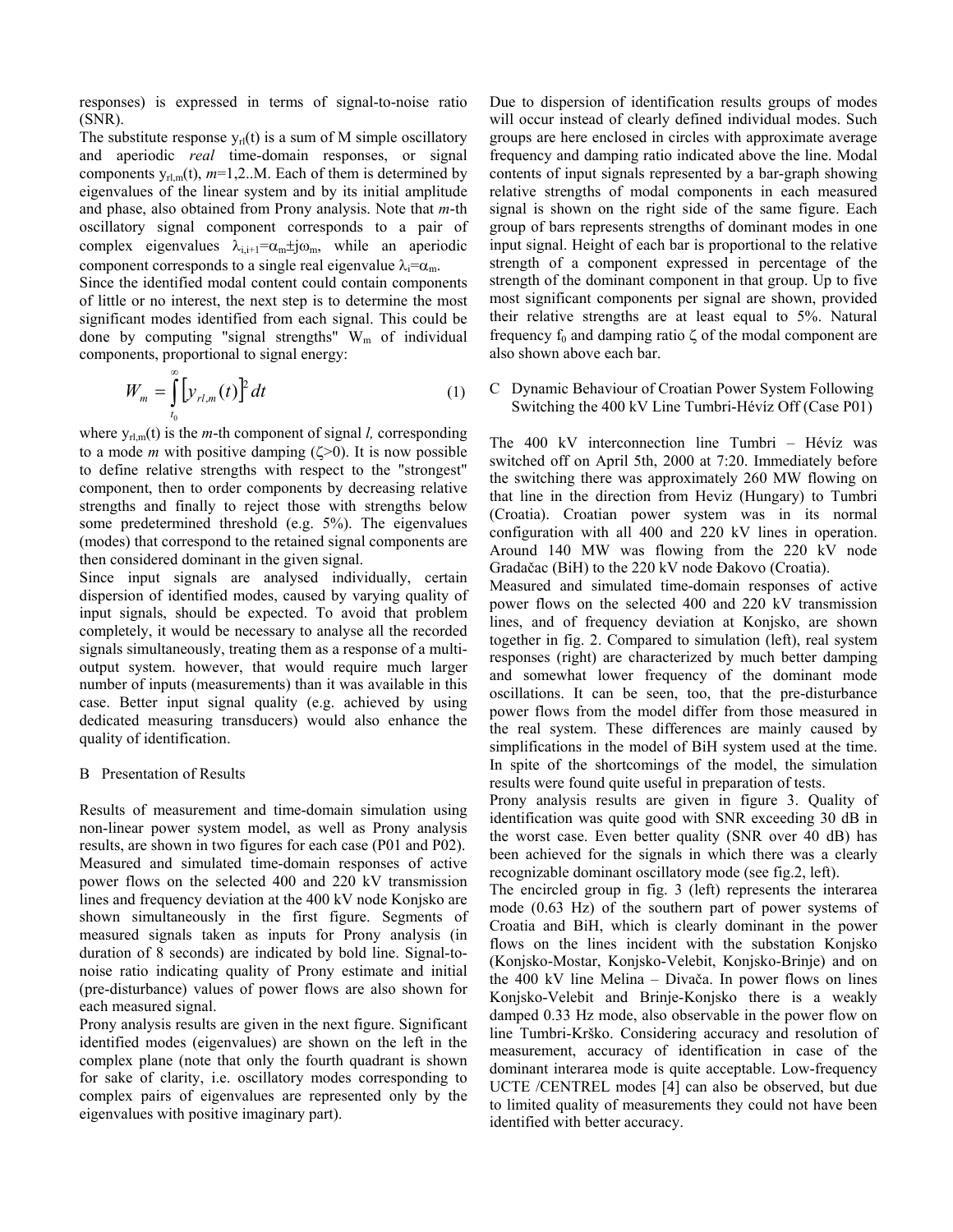responses) is expressed in terms of signal-to-noise ratio (SNR).

The substitute response $y_{rl}(t)$ is a sum of M simple oscillatory and aperiodic *real* time-domain responses, or signal components $y_{rl,m}(t)$, $m$=1,2..M. Each of them is determined by eigenvalues of the linear system and by its initial amplitude and phase, also obtained from Prony analysis. Note that $m$-th oscillatory signal component corresponds to a pair of complex eigenvalues $\lambda_{i,i+1}=\alpha_m \pm j\omega_m$, while an aperiodic component corresponds to a single real eigenvalue $\lambda_i=\alpha_m$.

Since the identified modal content could contain components of little or no interest, the next step is to determine the most significant modes identified from each signal. This could be done by computing "signal strengths" $W_m$ of individual components, proportional to signal energy:

$$W_m = \int_{t_0}^{\infty} \left[ y_{rl,m}(t) \right]^2 dt \tag{1}$$

where $y_{rl,m}(t)$ is the $m$-th component of signal $l$, corresponding to a mode $m$ with positive damping ($\zeta$>0). It is now possible to define relative strengths with respect to the "strongest" component, then to order components by decreasing relative strengths and finally to reject those with strengths below some predetermined threshold (e.g. 5%). The eigenvalues (modes) that correspond to the retained signal components are then considered dominant in the given signal.

Since input signals are analysed individually, certain dispersion of identified modes, caused by varying quality of input signals, should be expected. To avoid that problem completely, it would be necessary to analyse all the recorded signals simultaneously, treating them as a response of a multi-output system. however, that would require much larger number of inputs (measurements) than it was available in this case. Better input signal quality (e.g. achieved by using dedicated measuring transducers) would also enhance the quality of identification.

## B Presentation of Results

Results of measurement and time-domain simulation using non-linear power system model, as well as Prony analysis results, are shown in two figures for each case (P01 and P02). Measured and simulated time-domain responses of active power flows on the selected 400 and 220 kV transmission lines and frequency deviation at the 400 kV node Konjsko are shown simultaneously in the first figure. Segments of measured signals taken as inputs for Prony analysis (in duration of 8 seconds) are indicated by bold line. Signal-to-noise ratio indicating quality of Prony estimate and initial (pre-disturbance) values of power flows are also shown for each measured signal.

Prony analysis results are given in the next figure. Significant identified modes (eigenvalues) are shown on the left in the complex plane (note that only the fourth quadrant is shown for sake of clarity, i.e. oscillatory modes corresponding to complex pairs of eigenvalues are represented only by the eigenvalues with positive imaginary part).

Due to dispersion of identification results groups of modes will occur instead of clearly defined individual modes. Such groups are here enclosed in circles with approximate average frequency and damping ratio indicated above the line. Modal contents of input signals represented by a bar-graph showing relative strengths of modal components in each measured signal is shown on the right side of the same figure. Each group of bars represents strengths of dominant modes in one input signal. Height of each bar is proportional to the relative strength of a component expressed in percentage of the strength of the dominant component in that group. Up to five most significant components per signal are shown, provided their relative strengths are at least equal to 5%. Natural frequency $f_0$ and damping ratio $\zeta$ of the modal component are also shown above each bar.

## C Dynamic Behaviour of Croatian Power System Following Switching the 400 kV Line Tumbri-Hévíz Off (Case P01)

The 400 kV interconnection line Tumbri – Hévíz was switched off on April 5th, 2000 at 7:20. Immediately before the switching there was approximately 260 MW flowing on that line in the direction from Heviz (Hungary) to Tumbri (Croatia). Croatian power system was in its normal configuration with all 400 and 220 kV lines in operation. Around 140 MW was flowing from the 220 kV node Gradačac (BiH) to the 220 kV node Đakovo (Croatia).

Measured and simulated time-domain responses of active power flows on the selected 400 and 220 kV transmission lines, and of frequency deviation at Konjsko, are shown together in fig. 2. Compared to simulation (left), real system responses (right) are characterized by much better damping and somewhat lower frequency of the dominant mode oscillations. It can be seen, too, that the pre-disturbance power flows from the model differ from those measured in the real system. These differences are mainly caused by simplifications in the model of BiH system used at the time. In spite of the shortcomings of the model, the simulation results were found quite useful in preparation of tests.

Prony analysis results are given in figure 3. Quality of identification was quite good with SNR exceeding 30 dB in the worst case. Even better quality (SNR over 40 dB) has been achieved for the signals in which there was a clearly recognizable dominant oscillatory mode (see fig.2, left).

The encircled group in fig. 3 (left) represents the interarea mode (0.63 Hz) of the southern part of power systems of Croatia and BiH, which is clearly dominant in the power flows on the lines incident with the substation Konjsko (Konjsko-Mostar, Konjsko-Velebit, Konjsko-Brinje) and on the 400 kV line Melina – Divača. In power flows on lines Konjsko-Velebit and Brinje-Konjsko there is a weakly damped 0.33 Hz mode, also observable in the power flow on line Tumbri-Krško. Considering accuracy and resolution of measurement, accuracy of identification in case of the dominant interarea mode is quite acceptable. Low-frequency UCTE /CENTREL modes [4] can also be observed, but due to limited quality of measurements they could not have been identified with better accuracy.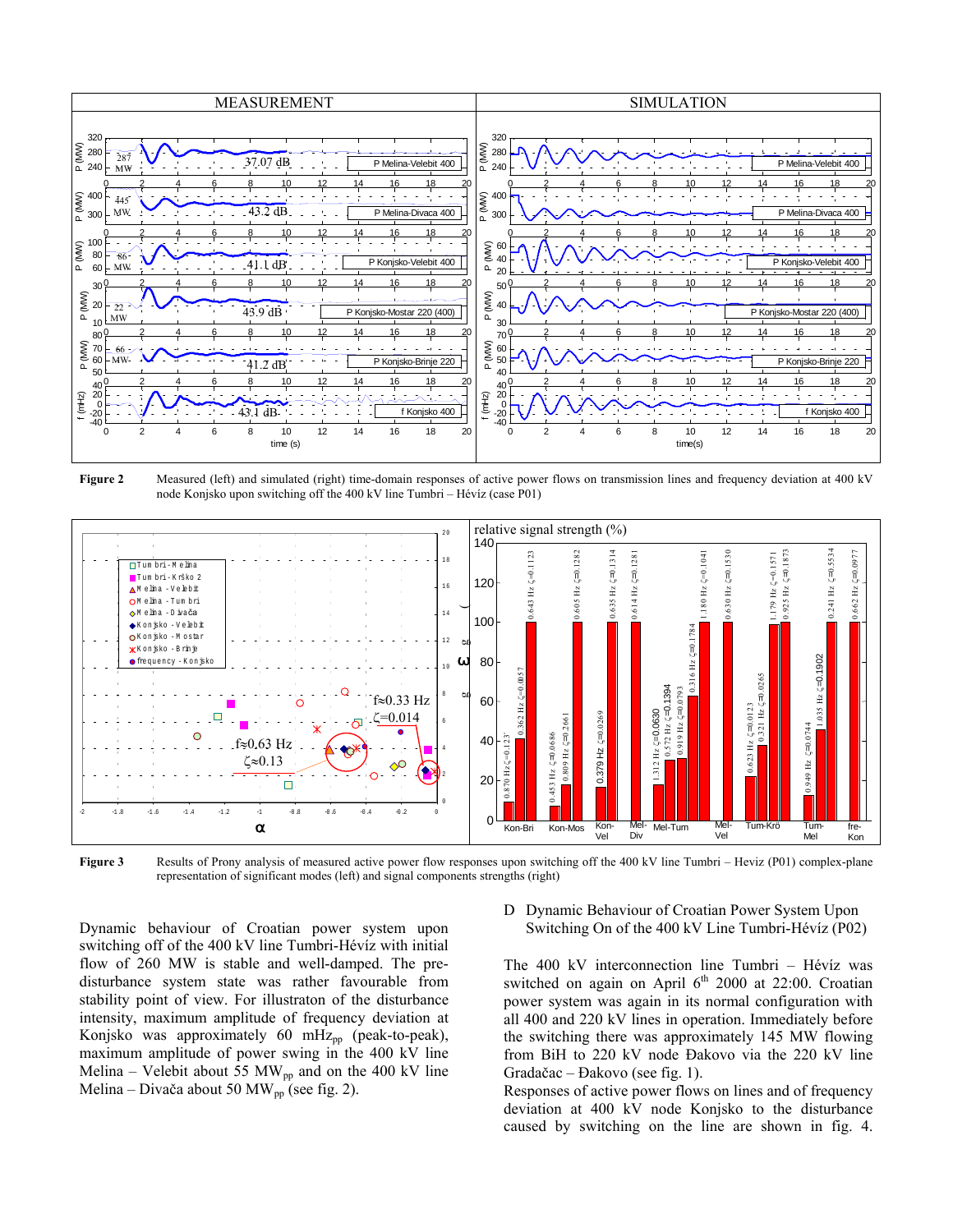**Figure 2** Measured (left) and simulated (right) time-domain responses of active power flows on transmission lines and frequency deviation at 400 kV node Konjsko upon switching off the 400 kV line Tumbri – Hévíz (case P01)

**Figure 3** Results of Prony analysis of measured active power flow responses upon switching off the 400 kV line Tumbri – Heviz (P01) complex-plane representation of significant modes (left) and signal components strengths (right)

Dynamic behaviour of Croatian power system upon switching off of the 400 kV line Tumbri-Hévíz with initial flow of 260 MW is stable and well-damped. The pre-disturbance system state was rather favourable from stability point of view. For illustraton of the disturbance intensity, maximum amplitude of frequency deviation at Konjsko was approximately 60 $mHz_{pp}$ (peak-to-peak), maximum amplitude of power swing in the 400 kV line Melina – Velebit about 55 $MW_{pp}$ and on the 400 kV line Melina – Divača about 50 $MW_{pp}$ (see fig. 2).

## D Dynamic Behaviour of Croatian Power System Upon Switching On of the 400 kV Line Tumbri-Hévíz (P02)

The 400 kV interconnection line Tumbri – Hévíz was switched on again on April 6th 2000 at 22:00. Croatian power system was again in its normal configuration with all 400 and 220 kV lines in operation. Immediately before the switching there was approximately 145 MW flowing from BiH to 220 kV node Đakovo via the 220 kV line Gradačac – Đakovo (see fig. 1).

Responses of active power flows on lines and of frequency deviation at 400 kV node Konjsko to the disturbance caused by switching on the line are shown in fig. 4.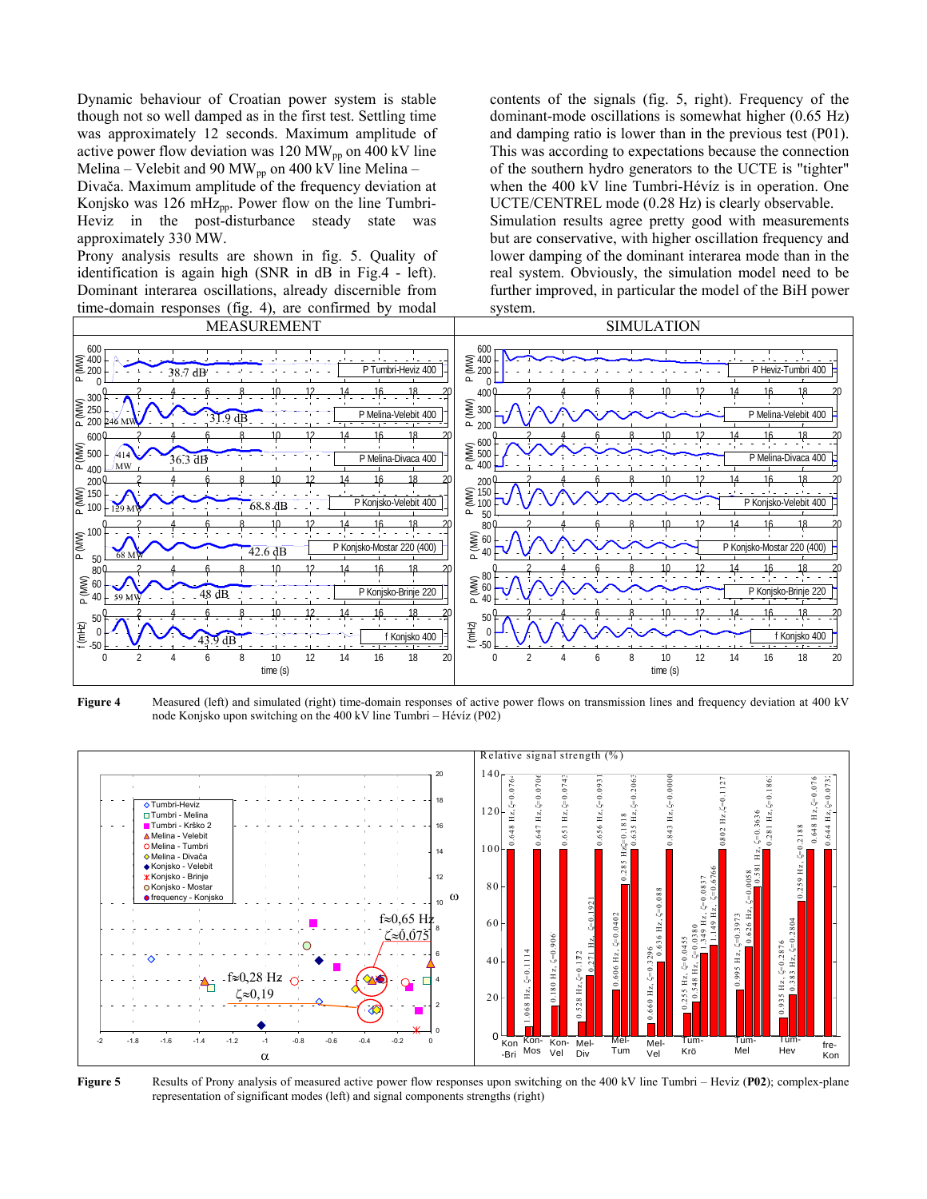Dynamic behaviour of Croatian power system is stable though not so well damped as in the first test. Settling time was approximately 12 seconds. Maximum amplitude of active power flow deviation was 120 $MW_{pp}$ on 400 kV line Melina – Velebit and 90 $MW_{pp}$ on 400 kV line Melina – Divača. Maximum amplitude of the frequency deviation at Konjsko was 126 $mHz_{pp}$. Power flow on the line Tumbri-Heviz in the post-disturbance steady state was approximately 330 MW.

Prony analysis results are shown in fig. 5. Quality of identification is again high (SNR in dB in Fig.4 - left). Dominant interarea oscillations, already discernible from time-domain responses (fig. 4), are confirmed by modal contents of the signals (fig. 5, right). Frequency of the dominant-mode oscillations is somewhat higher (0.65 Hz) and damping ratio is lower than in the previous test (P01). This was according to expectations because the connection of the southern hydro generators to the UCTE is "tighter" when the 400 kV line Tumbri-Hévíz is in operation. One UCTE/CENTREL mode (0.28 Hz) is clearly observable.

Simulation results agree pretty good with measurements but are conservative, with higher oscillation frequency and lower damping of the dominant interarea mode than in the real system. Obviously, the simulation model need to be further improved, in particular the model of the BiH power system.

**Figure 4** Measured (left) and simulated (right) time-domain responses of active power flows on transmission lines and frequency deviation at 400 kV node Konjsko upon switching on the 400 kV line Tumbri – Hévíz (P02)

**Figure 5** Results of Prony analysis of measured active power flow responses upon switching on the 400 kV line Tumbri – Heviz (**P02**); complex-plane representation of significant modes (left) and signal components strengths (right)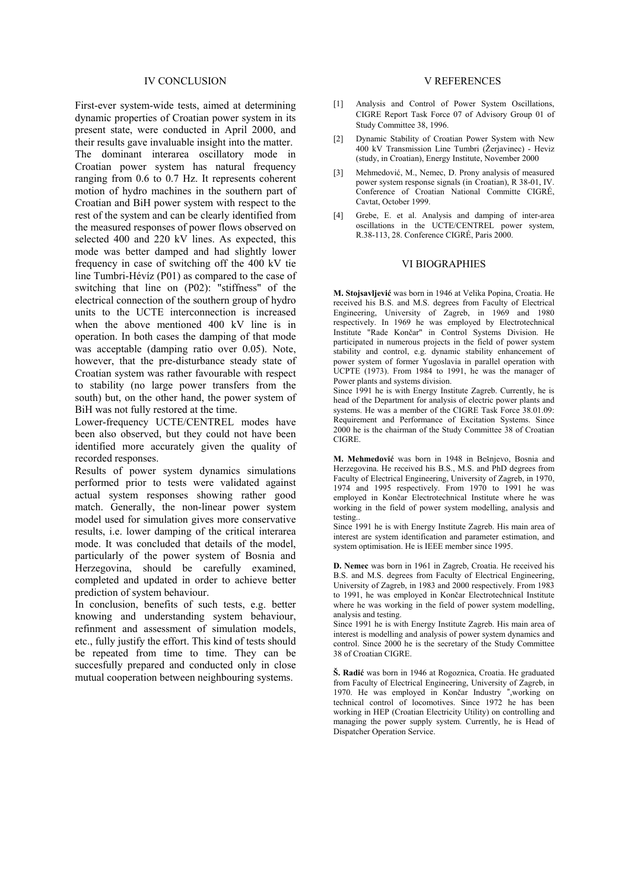## IV CONCLUSION

First-ever system-wide tests, aimed at determining dynamic properties of Croatian power system in its present state, were conducted in April 2000, and their results gave invaluable insight into the matter.

The dominant interarea oscillatory mode in Croatian power system has natural frequency ranging from 0.6 to 0.7 Hz. It represents coherent motion of hydro machines in the southern part of Croatian and BiH power system with respect to the rest of the system and can be clearly identified from the measured responses of power flows observed on selected 400 and 220 kV lines. As expected, this mode was better damped and had slightly lower frequency in case of switching off the 400 kV tie line Tumbri-Hévíz (P01) as compared to the case of switching that line on (P02): "stiffness" of the electrical connection of the southern group of hydro units to the UCTE interconnection is increased when the above mentioned 400 kV line is in operation. In both cases the damping of that mode was acceptable (damping ratio over 0.05). Note, however, that the pre-disturbance steady state of Croatian system was rather favourable with respect to stability (no large power transfers from the south) but, on the other hand, the power system of BiH was not fully restored at the time.

Lower-frequency UCTE/CENTREL modes have been also observed, but they could not have been identified more accurately given the quality of recorded responses.

Results of power system dynamics simulations performed prior to tests were validated against actual system responses showing rather good match. Generally, the non-linear power system model used for simulation gives more conservative results, i.e. lower damping of the critical interarea mode. It was concluded that details of the model, particularly of the power system of Bosnia and Herzegovina, should be carefully examined, completed and updated in order to achieve better prediction of system behaviour.

In conclusion, benefits of such tests, e.g. better knowing and understanding system behaviour, refinment and assessment of simulation models, etc., fully justify the effort. This kind of tests should be repeated from time to time. They can be succesfully prepared and conducted only in close mutual cooperation between neighbouring systems.

## V REFERENCES

[1] Analysis and Control of Power System Oscillations, CIGRE Report Task Force 07 of Advisory Group 01 of Study Committee 38, 1996.

[2] Dynamic Stability of Croatian Power System with New 400 kV Transmission Line Tumbri (Žerjavinec) - Heviz (study, in Croatian), Energy Institute, November 2000

[3] Mehmedović, M., Nemec, D. Prony analysis of measured power system response signals (in Croatian), R 38-01, IV. Conference of Croatian National Committe CIGRÉ, Cavtat, October 1999.

[4] Grebe, E. et al. Analysis and damping of inter-area oscillations in the UCTE/CENTREL power system, R.38-113, 28. Conference CIGRÉ, Paris 2000.

## VI BIOGRAPHIES

**M. Stojsavljević** was born in 1946 at Velika Popina, Croatia. He received his B.S. and M.S. degrees from Faculty of Electrical Engineering, University of Zagreb, in 1969 and 1980 respectively. In 1969 he was employed by Electrotechnical Institute "Rade Končar" in Control Systems Division. He participated in numerous projects in the field of power system stability and control, e.g. dynamic stability enhancement of power system of former Yugoslavia in parallel operation with UCPTE (1973). From 1984 to 1991, he was the manager of Power plants and systems division.
Since 1991 he is with Energy Institute Zagreb. Currently, he is head of the Department for analysis of electric power plants and systems. He was a member of the CIGRE Task Force 38.01.09: Requirement and Performance of Excitation Systems. Since 2000 he is the chairman of the Study Committee 38 of Croatian CIGRE.

**M. Mehmedović** was born in 1948 in Bešnjevo, Bosnia and Herzegovina. He received his B.S., M.S. and PhD degrees from Faculty of Electrical Engineering, University of Zagreb, in 1970, 1974 and 1995 respectively. From 1970 to 1991 he was employed in Končar Electrotechnical Institute where he was working in the field of power system modelling, analysis and testing..
Since 1991 he is with Energy Institute Zagreb. His main area of interest are system identification and parameter estimation, and system optimisation. He is IEEE member since 1995.

**D. Nemec** was born in 1961 in Zagreb, Croatia. He received his B.S. and M.S. degrees from Faculty of Electrical Engineering, University of Zagreb, in 1983 and 2000 respectively. From 1983 to 1991, he was employed in Končar Electrotechnical Institute where he was working in the field of power system modelling, analysis and testing.
Since 1991 he is with Energy Institute Zagreb. His main area of interest is modelling and analysis of power system dynamics and control. Since 2000 he is the secretary of the Study Committee 38 of Croatian CIGRE.

**Š. Radić** was born in 1946 at Rogoznica, Croatia. He graduated from Faculty of Electrical Engineering, University of Zagreb, in 1970. He was employed in Končar Industry ",working on technical control of locomotives. Since 1972 he has been working in HEP (Croatian Electricity Utility) on controlling and managing the power supply system. Currently, he is Head of Dispatcher Operation Service.